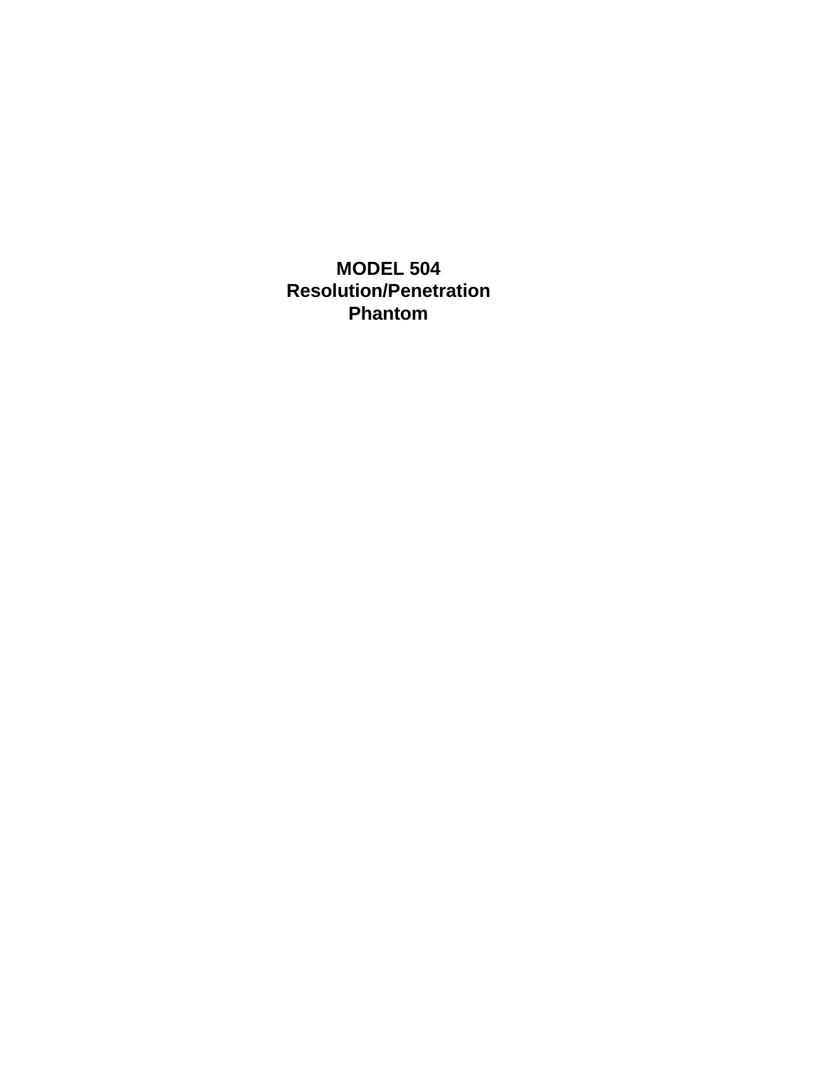# MODEL 504
# Resolution/Penetration
# Phantom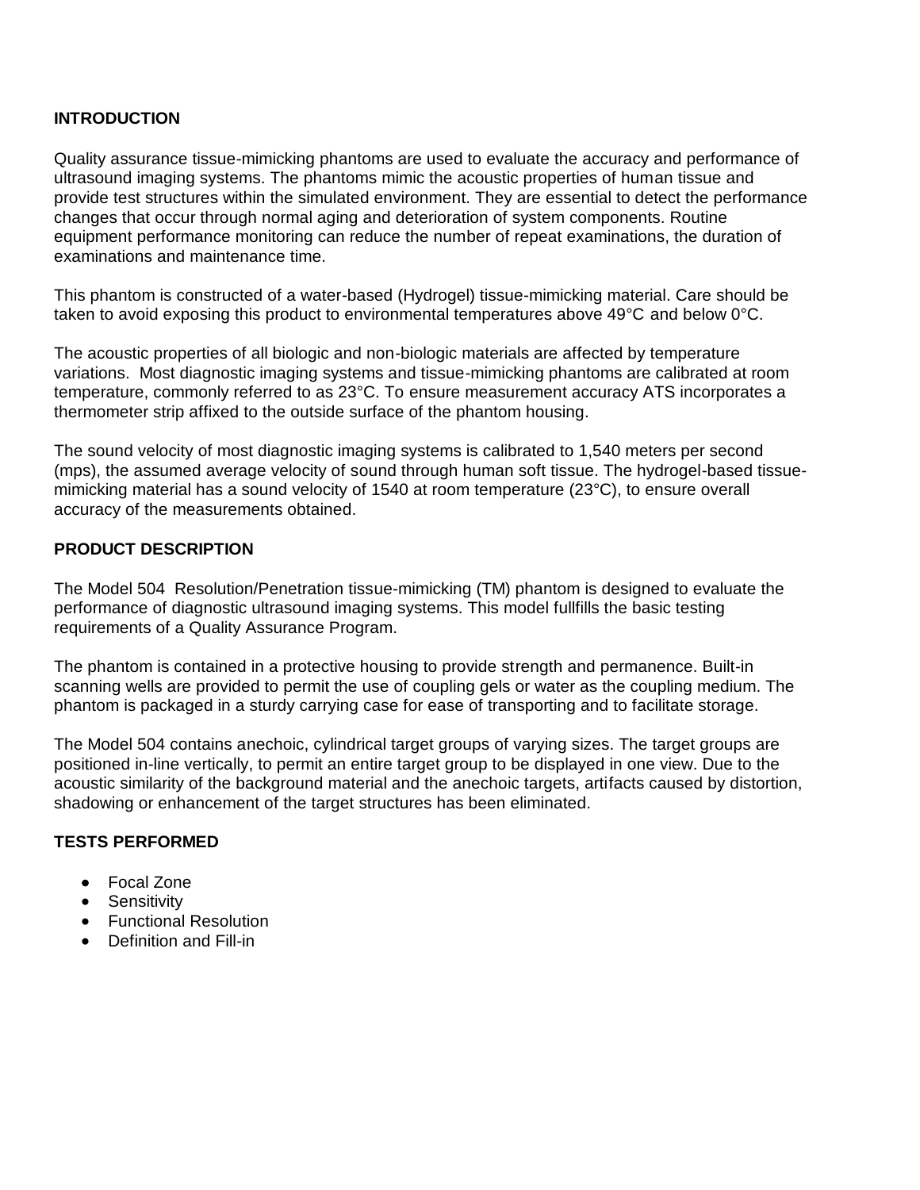## INTRODUCTION

Quality assurance tissue-mimicking phantoms are used to evaluate the accuracy and performance of ultrasound imaging systems. The phantoms mimic the acoustic properties of human tissue and provide test structures within the simulated environment. They are essential to detect the performance changes that occur through normal aging and deterioration of system components. Routine equipment performance monitoring can reduce the number of repeat examinations, the duration of examinations and maintenance time.

This phantom is constructed of a water-based (Hydrogel) tissue-mimicking material. Care should be taken to avoid exposing this product to environmental temperatures above 49°C and below 0°C.

The acoustic properties of all biologic and non-biologic materials are affected by temperature variations. Most diagnostic imaging systems and tissue-mimicking phantoms are calibrated at room temperature, commonly referred to as 23°C. To ensure measurement accuracy ATS incorporates a thermometer strip affixed to the outside surface of the phantom housing.

The sound velocity of most diagnostic imaging systems is calibrated to 1,540 meters per second (mps), the assumed average velocity of sound through human soft tissue. The hydrogel-based tissue-mimicking material has a sound velocity of 1540 at room temperature (23°C), to ensure overall accuracy of the measurements obtained.

## PRODUCT DESCRIPTION

The Model 504 Resolution/Penetration tissue-mimicking (TM) phantom is designed to evaluate the performance of diagnostic ultrasound imaging systems. This model fullfills the basic testing requirements of a Quality Assurance Program.

The phantom is contained in a protective housing to provide strength and permanence. Built-in scanning wells are provided to permit the use of coupling gels or water as the coupling medium. The phantom is packaged in a sturdy carrying case for ease of transporting and to facilitate storage.

The Model 504 contains anechoic, cylindrical target groups of varying sizes. The target groups are positioned in-line vertically, to permit an entire target group to be displayed in one view. Due to the acoustic similarity of the background material and the anechoic targets, artifacts caused by distortion, shadowing or enhancement of the target structures has been eliminated.

## TESTS PERFORMED

- Focal Zone
- Sensitivity
- Functional Resolution
- Definition and Fill-in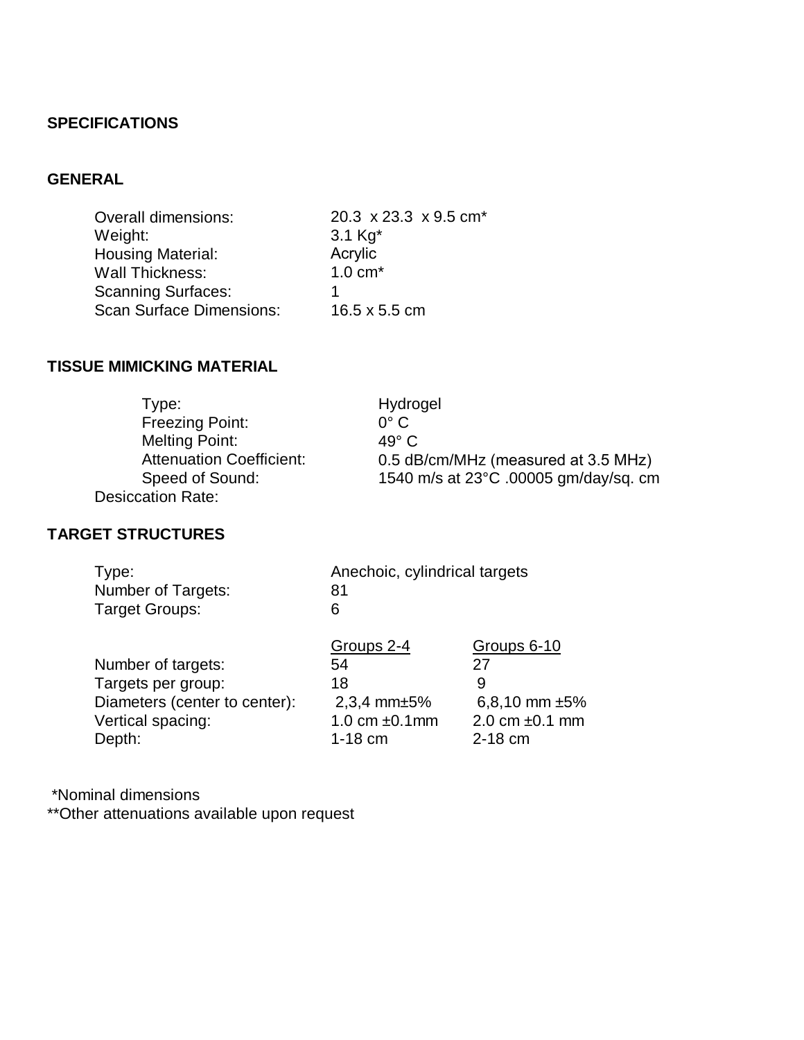**SPECIFICATIONS**

**GENERAL**

| | |
|---|---|
| Overall dimensions: | 20.3 x 23.3 x 9.5 cm* |
| Weight: | 3.1 Kg* |
| Housing Material: | Acrylic |
| Wall Thickness: | 1.0 cm* |
| Scanning Surfaces: | 1 |
| Scan Surface Dimensions: | 16.5 x 5.5 cm |

**TISSUE MIMICKING MATERIAL**

| | |
|---|---|
| Type: | Hydrogel |
| Freezing Point: | 0° C |
| Melting Point: | 49° C |
| Attenuation Coefficient: | 0.5 dB/cm/MHz (measured at 3.5 MHz) |
| Speed of Sound: | 1540 m/s at 23°C .00005 gm/day/sq. cm |
| Desiccation Rate: | |

**TARGET STRUCTURES**

| | |
|---|---|
| Type: | Anechoic, cylindrical targets |
| Number of Targets: | 81 |
| Target Groups: | 6 |

| | Groups 2-4 | Groups 6-10 |
|---|---|---|
| Number of targets: | 54 | 27 |
| Targets per group: | 18 | 9 |
| Diameters (center to center): | 2,3,4 mm±5% | 6,8,10 mm ±5% |
| Vertical spacing: | 1.0 cm ±0.1mm | 2.0 cm ±0.1 mm |
| Depth: | 1-18 cm | 2-18 cm |

*Nominal dimensions
**Other attenuations available upon request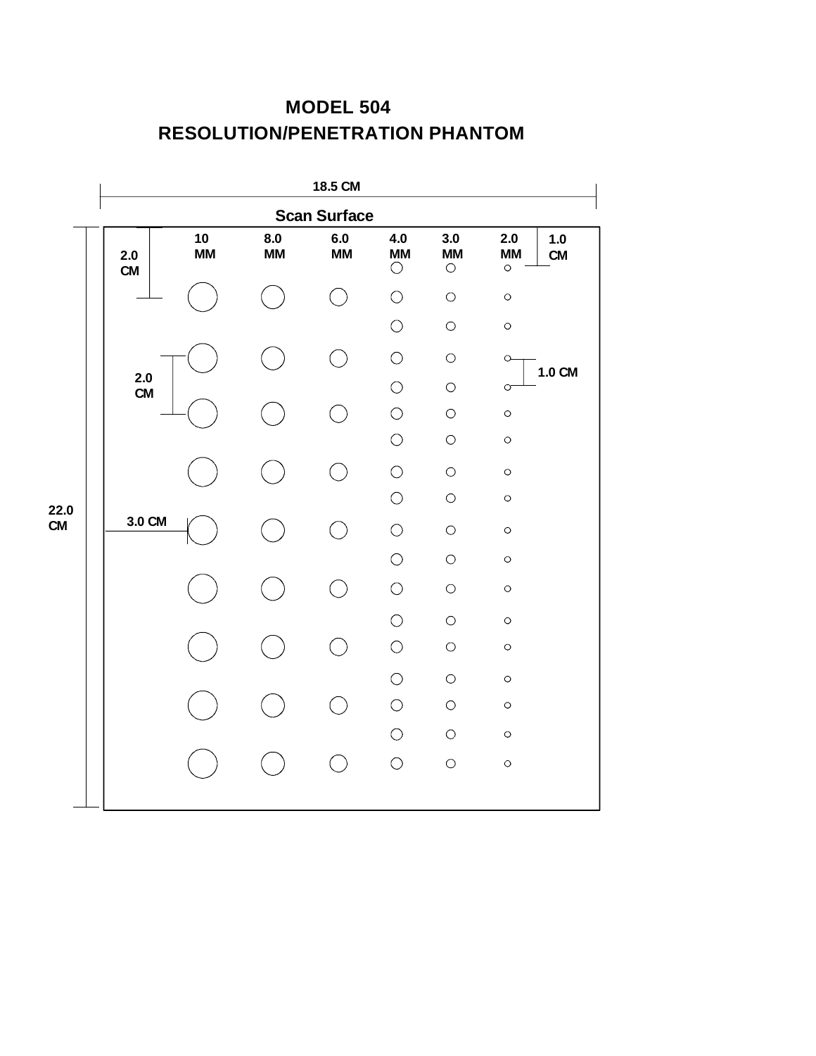# MODEL 504

# RESOLUTION/PENETRATION PHANTOM

18.5 CM

Scan Surface

10 MM

8.0 MM

6.0 MM

4.0 MM

3.0 MM

2.0 MM

1.0 CM

2.0 CM

2.0 CM

1.0 CM

22.0 CM

3.0 CM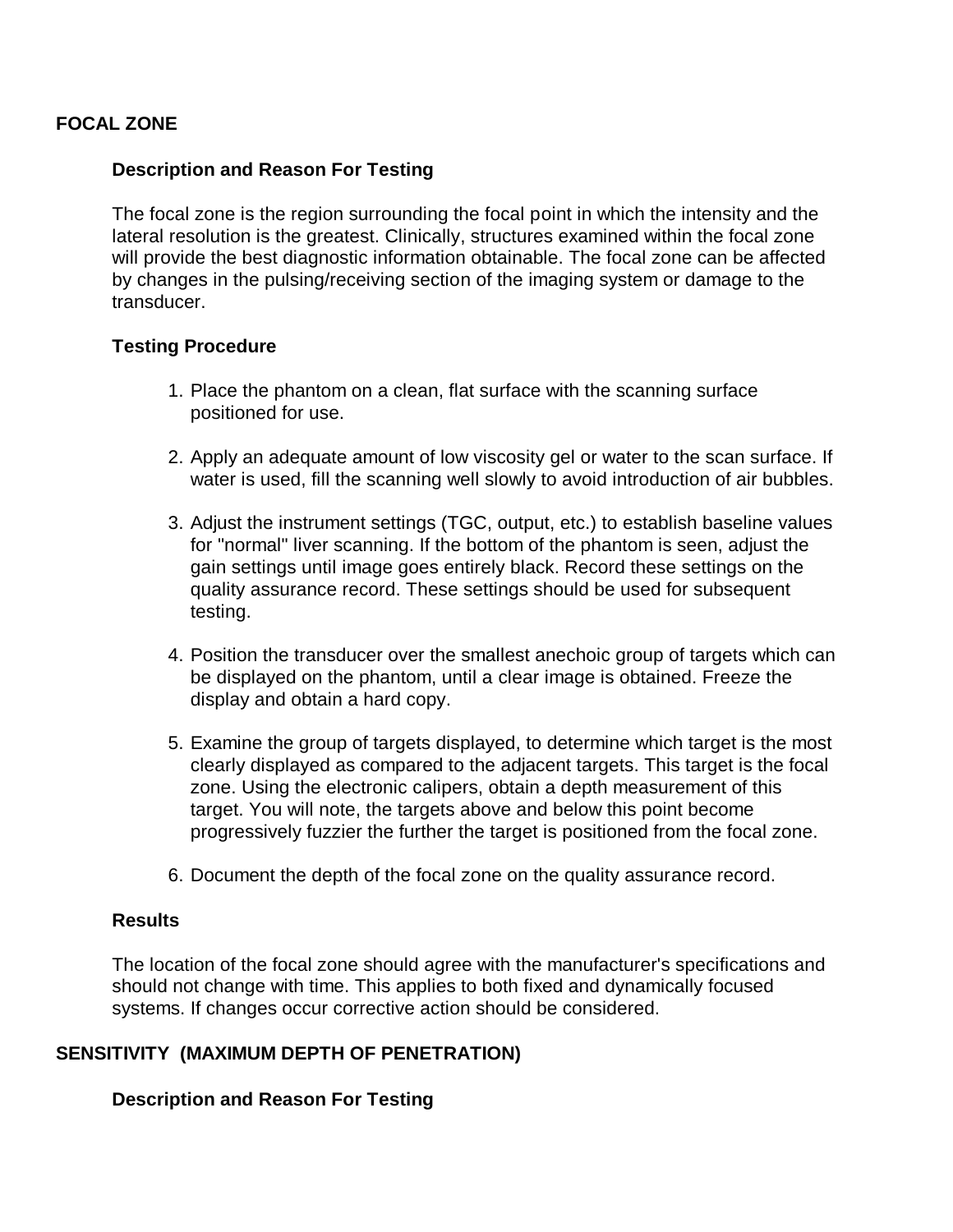## FOCAL ZONE

### Description and Reason For Testing

The focal zone is the region surrounding the focal point in which the intensity and the lateral resolution is the greatest. Clinically, structures examined within the focal zone will provide the best diagnostic information obtainable. The focal zone can be affected by changes in the pulsing/receiving section of the imaging system or damage to the transducer.

### Testing Procedure

1. Place the phantom on a clean, flat surface with the scanning surface positioned for use.

2. Apply an adequate amount of low viscosity gel or water to the scan surface. If water is used, fill the scanning well slowly to avoid introduction of air bubbles.

3. Adjust the instrument settings (TGC, output, etc.) to establish baseline values for "normal" liver scanning. If the bottom of the phantom is seen, adjust the gain settings until image goes entirely black. Record these settings on the quality assurance record. These settings should be used for subsequent testing.

4. Position the transducer over the smallest anechoic group of targets which can be displayed on the phantom, until a clear image is obtained. Freeze the display and obtain a hard copy.

5. Examine the group of targets displayed, to determine which target is the most clearly displayed as compared to the adjacent targets. This target is the focal zone. Using the electronic calipers, obtain a depth measurement of this target. You will note, the targets above and below this point become progressively fuzzier the further the target is positioned from the focal zone.

6. Document the depth of the focal zone on the quality assurance record.

### Results

The location of the focal zone should agree with the manufacturer's specifications and should not change with time. This applies to both fixed and dynamically focused systems. If changes occur corrective action should be considered.

## SENSITIVITY (MAXIMUM DEPTH OF PENETRATION)

### Description and Reason For Testing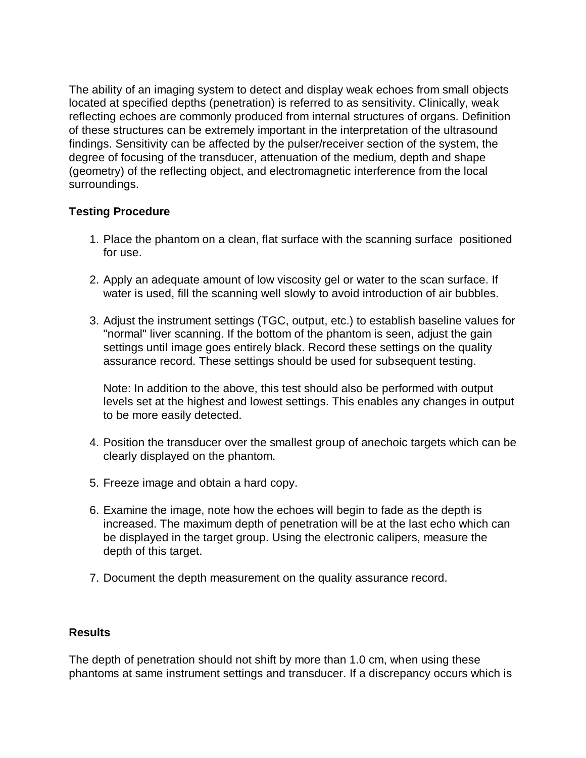The ability of an imaging system to detect and display weak echoes from small objects located at specified depths (penetration) is referred to as sensitivity. Clinically, weak reflecting echoes are commonly produced from internal structures of organs. Definition of these structures can be extremely important in the interpretation of the ultrasound findings. Sensitivity can be affected by the pulser/receiver section of the system, the degree of focusing of the transducer, attenuation of the medium, depth and shape (geometry) of the reflecting object, and electromagnetic interference from the local surroundings.

**Testing Procedure**

1. Place the phantom on a clean, flat surface with the scanning surface positioned for use.

2. Apply an adequate amount of low viscosity gel or water to the scan surface. If water is used, fill the scanning well slowly to avoid introduction of air bubbles.

3. Adjust the instrument settings (TGC, output, etc.) to establish baseline values for "normal" liver scanning. If the bottom of the phantom is seen, adjust the gain settings until image goes entirely black. Record these settings on the quality assurance record. These settings should be used for subsequent testing.

   Note: In addition to the above, this test should also be performed with output levels set at the highest and lowest settings. This enables any changes in output to be more easily detected.

4. Position the transducer over the smallest group of anechoic targets which can be clearly displayed on the phantom.

5. Freeze image and obtain a hard copy.

6. Examine the image, note how the echoes will begin to fade as the depth is increased. The maximum depth of penetration will be at the last echo which can be displayed in the target group. Using the electronic calipers, measure the depth of this target.

7. Document the depth measurement on the quality assurance record.

**Results**

The depth of penetration should not shift by more than 1.0 cm, when using these phantoms at same instrument settings and transducer. If a discrepancy occurs which is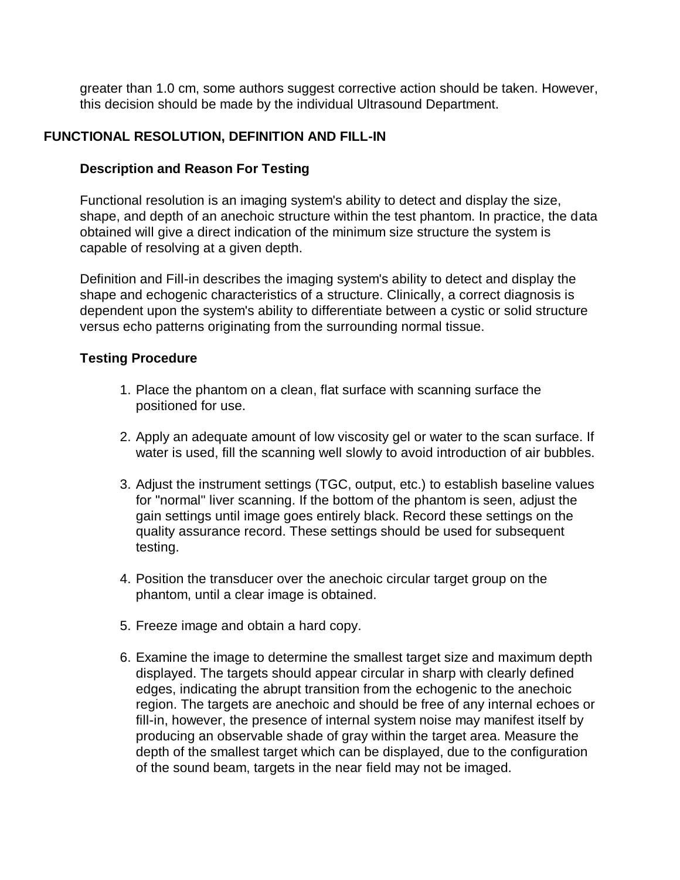greater than 1.0 cm, some authors suggest corrective action should be taken. However, this decision should be made by the individual Ultrasound Department.

## FUNCTIONAL RESOLUTION, DEFINITION AND FILL-IN

### Description and Reason For Testing

Functional resolution is an imaging system's ability to detect and display the size, shape, and depth of an anechoic structure within the test phantom. In practice, the data obtained will give a direct indication of the minimum size structure the system is capable of resolving at a given depth.

Definition and Fill-in describes the imaging system's ability to detect and display the shape and echogenic characteristics of a structure. Clinically, a correct diagnosis is dependent upon the system's ability to differentiate between a cystic or solid structure versus echo patterns originating from the surrounding normal tissue.

### Testing Procedure

1. Place the phantom on a clean, flat surface with scanning surface the positioned for use.

2. Apply an adequate amount of low viscosity gel or water to the scan surface. If water is used, fill the scanning well slowly to avoid introduction of air bubbles.

3. Adjust the instrument settings (TGC, output, etc.) to establish baseline values for "normal" liver scanning. If the bottom of the phantom is seen, adjust the gain settings until image goes entirely black. Record these settings on the quality assurance record. These settings should be used for subsequent testing.

4. Position the transducer over the anechoic circular target group on the phantom, until a clear image is obtained.

5. Freeze image and obtain a hard copy.

6. Examine the image to determine the smallest target size and maximum depth displayed. The targets should appear circular in sharp with clearly defined edges, indicating the abrupt transition from the echogenic to the anechoic region. The targets are anechoic and should be free of any internal echoes or fill-in, however, the presence of internal system noise may manifest itself by producing an observable shade of gray within the target area. Measure the depth of the smallest target which can be displayed, due to the configuration of the sound beam, targets in the near field may not be imaged.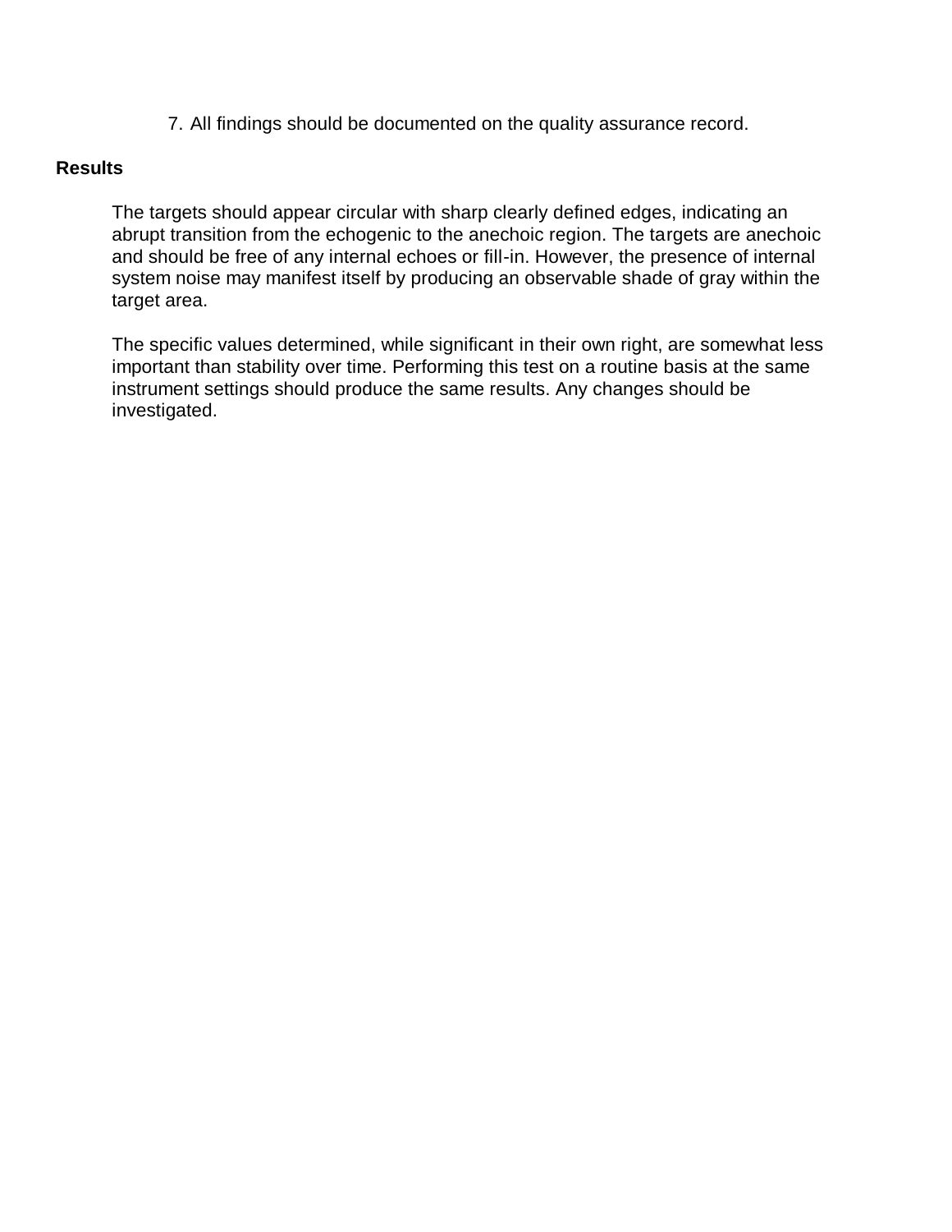7. All findings should be documented on the quality assurance record.

**Results**

The targets should appear circular with sharp clearly defined edges, indicating an abrupt transition from the echogenic to the anechoic region. The targets are anechoic and should be free of any internal echoes or fill-in. However, the presence of internal system noise may manifest itself by producing an observable shade of gray within the target area.

The specific values determined, while significant in their own right, are somewhat less important than stability over time. Performing this test on a routine basis at the same instrument settings should produce the same results. Any changes should be investigated.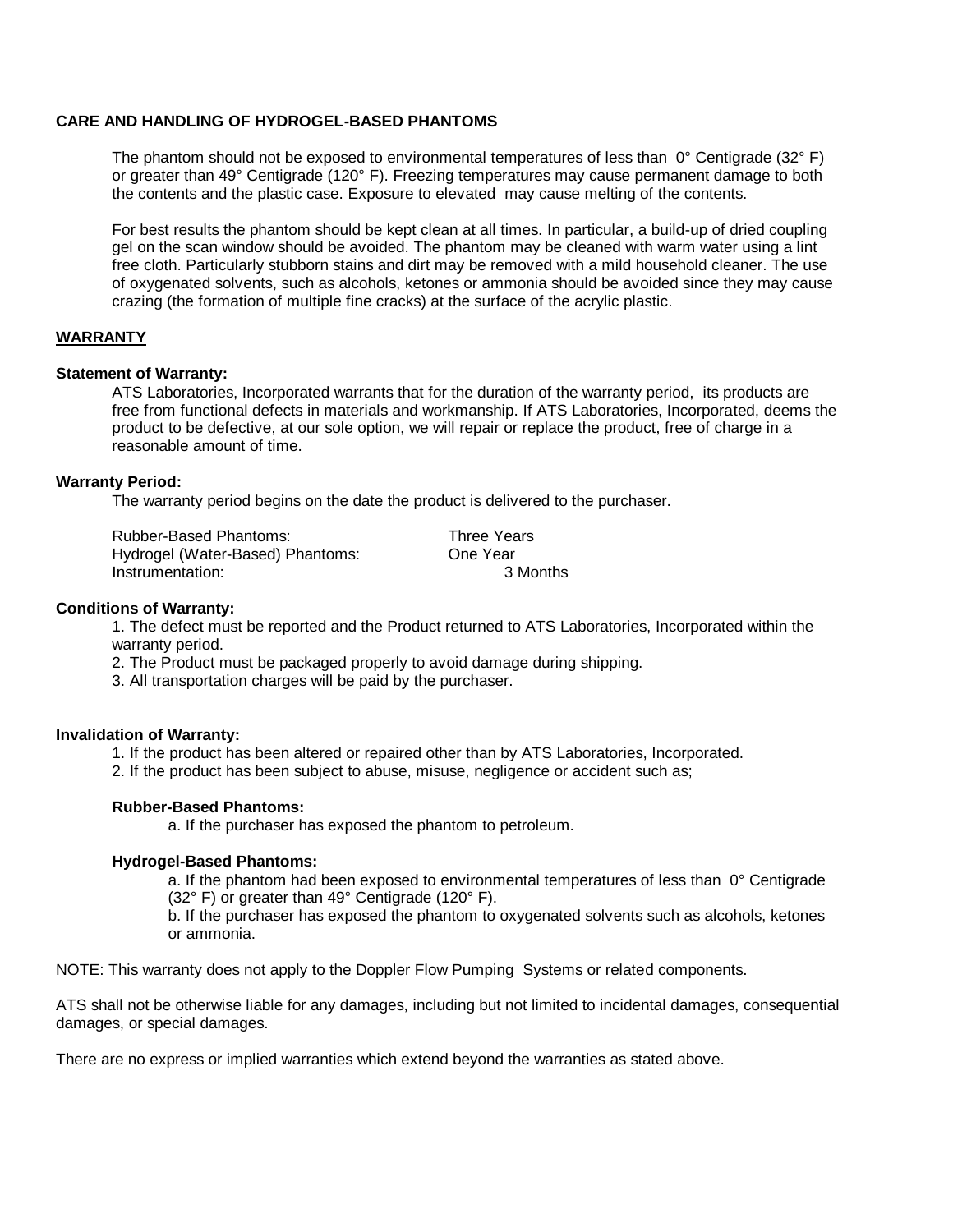**CARE AND HANDLING OF HYDROGEL-BASED PHANTOMS**

The phantom should not be exposed to environmental temperatures of less than 0° Centigrade (32° F) or greater than 49° Centigrade (120° F). Freezing temperatures may cause permanent damage to both the contents and the plastic case. Exposure to elevated may cause melting of the contents.

For best results the phantom should be kept clean at all times. In particular, a build-up of dried coupling gel on the scan window should be avoided. The phantom may be cleaned with warm water using a lint free cloth. Particularly stubborn stains and dirt may be removed with a mild household cleaner. The use of oxygenated solvents, such as alcohols, ketones or ammonia should be avoided since they may cause crazing (the formation of multiple fine cracks) at the surface of the acrylic plastic.

**WARRANTY**

**Statement of Warranty:**

ATS Laboratories, Incorporated warrants that for the duration of the warranty period, its products are free from functional defects in materials and workmanship. If ATS Laboratories, Incorporated, deems the product to be defective, at our sole option, we will repair or replace the product, free of charge in a reasonable amount of time.

**Warranty Period:**

The warranty period begins on the date the product is delivered to the purchaser.

| | |
|---|---|
| Rubber-Based Phantoms: | Three Years |
| Hydrogel (Water-Based) Phantoms: | One Year |
| Instrumentation: | 3 Months |

**Conditions of Warranty:**

1. The defect must be reported and the Product returned to ATS Laboratories, Incorporated within the warranty period.
2. The Product must be packaged properly to avoid damage during shipping.
3. All transportation charges will be paid by the purchaser.

**Invalidation of Warranty:**

1. If the product has been altered or repaired other than by ATS Laboratories, Incorporated.
2. If the product has been subject to abuse, misuse, negligence or accident such as;

**Rubber-Based Phantoms:**

a. If the purchaser has exposed the phantom to petroleum.

**Hydrogel-Based Phantoms:**

a. If the phantom had been exposed to environmental temperatures of less than 0° Centigrade (32° F) or greater than 49° Centigrade (120° F).

b. If the purchaser has exposed the phantom to oxygenated solvents such as alcohols, ketones or ammonia.

NOTE: This warranty does not apply to the Doppler Flow Pumping Systems or related components.

ATS shall not be otherwise liable for any damages, including but not limited to incidental damages, consequential damages, or special damages.

There are no express or implied warranties which extend beyond the warranties as stated above.